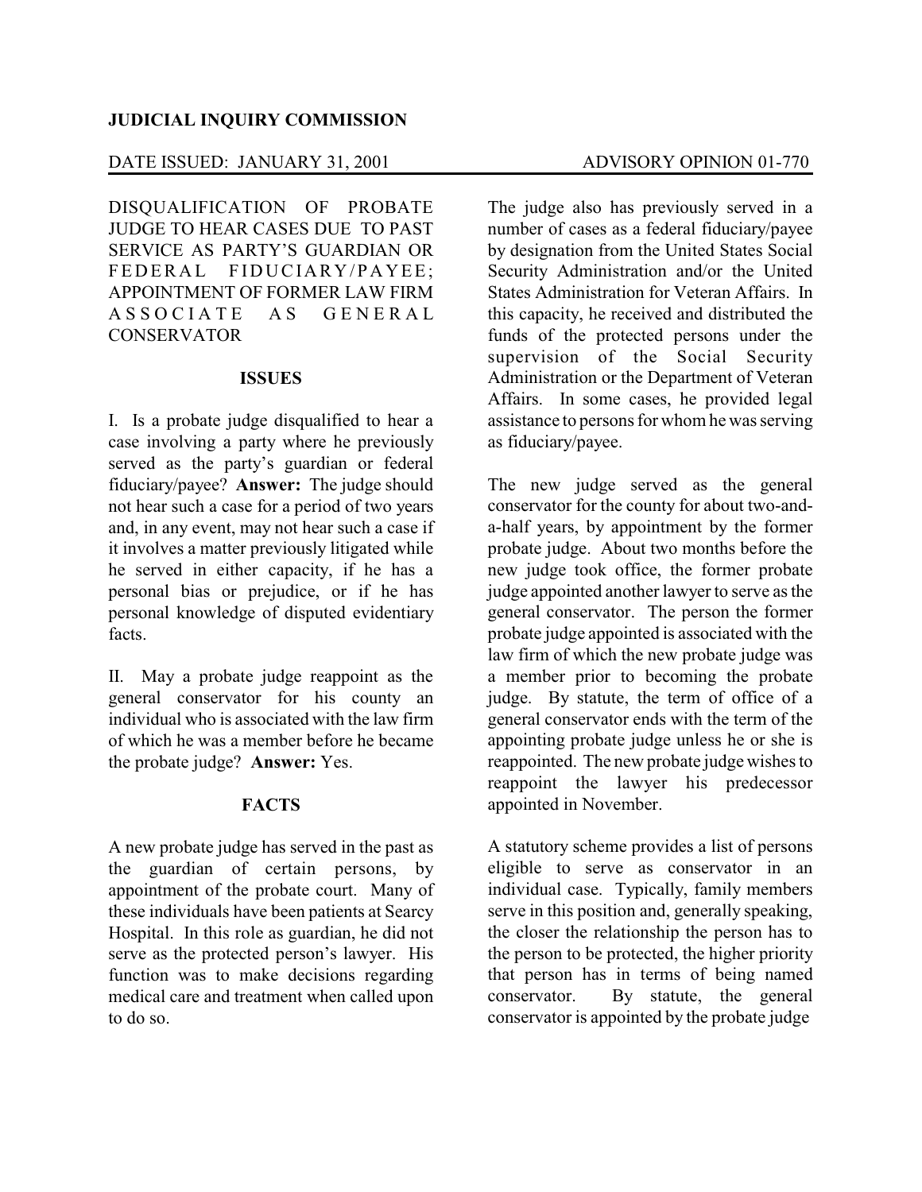**JUDICIAL INQUIRY COMMISSION**

DATE ISSUED: JANUARY 31, 2001 ADVISORY OPINION 01-770

DISQUALIFICATION OF PROBATE JUDGE TO HEAR CASES DUE TO PAST SERVICE AS PARTY'S GUARDIAN OR FEDERAL FIDUCIARY/PAYEE; APPOINTMENT OF FORMER LAW FIRM ASSOCIATE AS GENERAL CONSERVATOR

**ISSUES**

I. Is a probate judge disqualified to hear a case involving a party where he previously served as the party's guardian or federal fiduciary/payee? **Answer:** The judge should not hear such a case for a period of two years and, in any event, may not hear such a case if it involves a matter previously litigated while he served in either capacity, if he has a personal bias or prejudice, or if he has personal knowledge of disputed evidentiary facts.

II. May a probate judge reappoint as the general conservator for his county an individual who is associated with the law firm of which he was a member before he became the probate judge? **Answer:** Yes.

**FACTS**

A new probate judge has served in the past as the guardian of certain persons, by appointment of the probate court. Many of these individuals have been patients at Searcy Hospital. In this role as guardian, he did not serve as the protected person's lawyer. His function was to make decisions regarding medical care and treatment when called upon to do so.

The judge also has previously served in a number of cases as a federal fiduciary/payee by designation from the United States Social Security Administration and/or the United States Administration for Veteran Affairs. In this capacity, he received and distributed the funds of the protected persons under the supervision of the Social Security Administration or the Department of Veteran Affairs. In some cases, he provided legal assistance to persons for whom he was serving as fiduciary/payee.

The new judge served as the general conservator for the county for about two-and-a-half years, by appointment by the former probate judge. About two months before the new judge took office, the former probate judge appointed another lawyer to serve as the general conservator. The person the former probate judge appointed is associated with the law firm of which the new probate judge was a member prior to becoming the probate judge. By statute, the term of office of a general conservator ends with the term of the appointing probate judge unless he or she is reappointed. The new probate judge wishes to reappoint the lawyer his predecessor appointed in November.

A statutory scheme provides a list of persons eligible to serve as conservator in an individual case. Typically, family members serve in this position and, generally speaking, the closer the relationship the person has to the person to be protected, the higher priority that person has in terms of being named conservator. By statute, the general conservator is appointed by the probate judge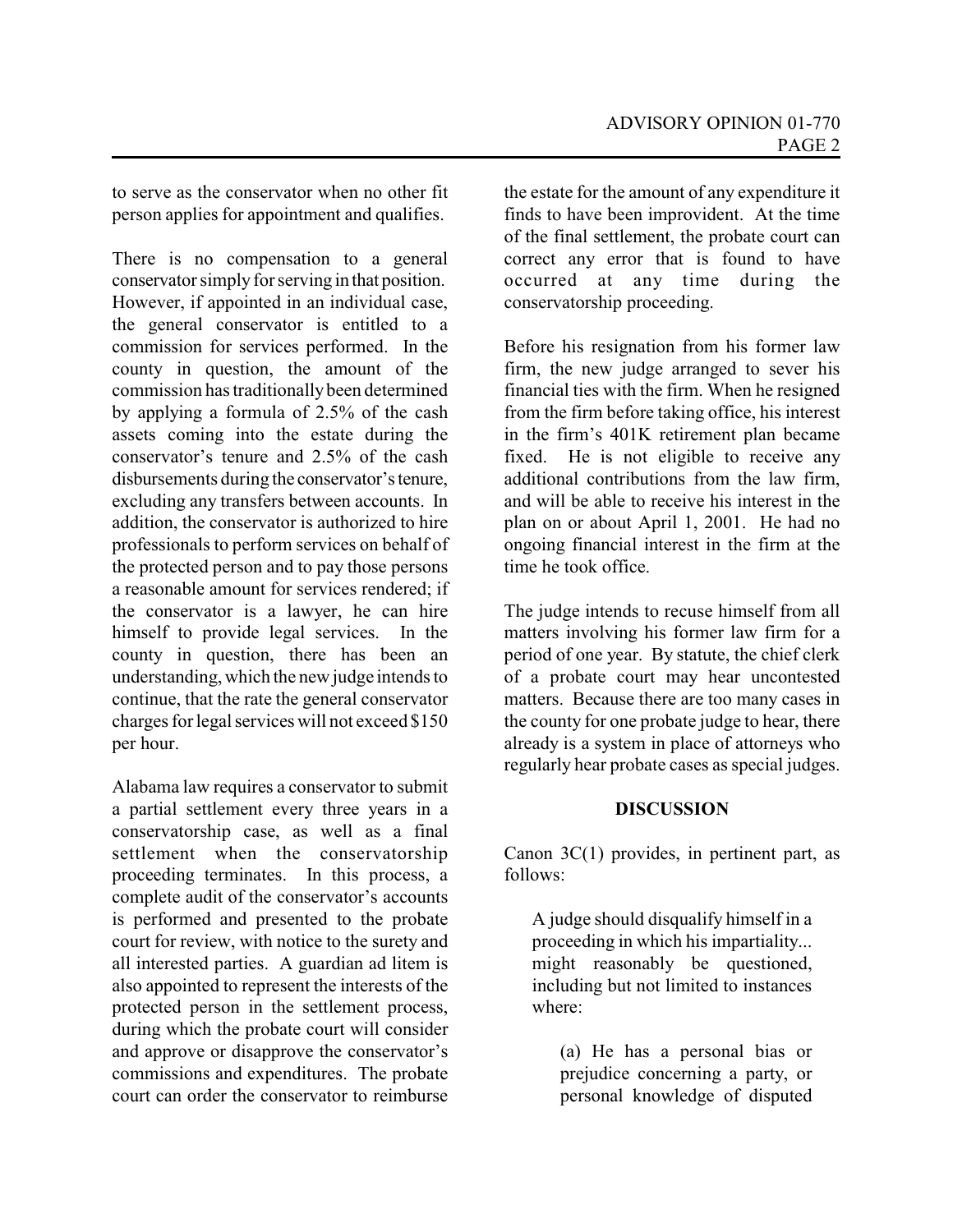to serve as the conservator when no other fit person applies for appointment and qualifies.

There is no compensation to a general conservator simply for serving in that position. However, if appointed in an individual case, the general conservator is entitled to a commission for services performed. In the county in question, the amount of the commission has traditionally been determined by applying a formula of 2.5% of the cash assets coming into the estate during the conservator's tenure and 2.5% of the cash disbursements during the conservator's tenure, excluding any transfers between accounts. In addition, the conservator is authorized to hire professionals to perform services on behalf of the protected person and to pay those persons a reasonable amount for services rendered; if the conservator is a lawyer, he can hire himself to provide legal services. In the county in question, there has been an understanding, which the new judge intends to continue, that the rate the general conservator charges for legal services will not exceed $150 per hour.

Alabama law requires a conservator to submit a partial settlement every three years in a conservatorship case, as well as a final settlement when the conservatorship proceeding terminates. In this process, a complete audit of the conservator's accounts is performed and presented to the probate court for review, with notice to the surety and all interested parties. A guardian ad litem is also appointed to represent the interests of the protected person in the settlement process, during which the probate court will consider and approve or disapprove the conservator's commissions and expenditures. The probate court can order the conservator to reimburse the estate for the amount of any expenditure it finds to have been improvident. At the time of the final settlement, the probate court can correct any error that is found to have occurred at any time during the conservatorship proceeding.

Before his resignation from his former law firm, the new judge arranged to sever his financial ties with the firm. When he resigned from the firm before taking office, his interest in the firm's 401K retirement plan became fixed. He is not eligible to receive any additional contributions from the law firm, and will be able to receive his interest in the plan on or about April 1, 2001. He had no ongoing financial interest in the firm at the time he took office.

The judge intends to recuse himself from all matters involving his former law firm for a period of one year. By statute, the chief clerk of a probate court may hear uncontested matters. Because there are too many cases in the county for one probate judge to hear, there already is a system in place of attorneys who regularly hear probate cases as special judges.

## DISCUSSION

Canon 3C(1) provides, in pertinent part, as follows:

> A judge should disqualify himself in a proceeding in which his impartiality... might reasonably be questioned, including but not limited to instances where:
>
> > (a) He has a personal bias or prejudice concerning a party, or personal knowledge of disputed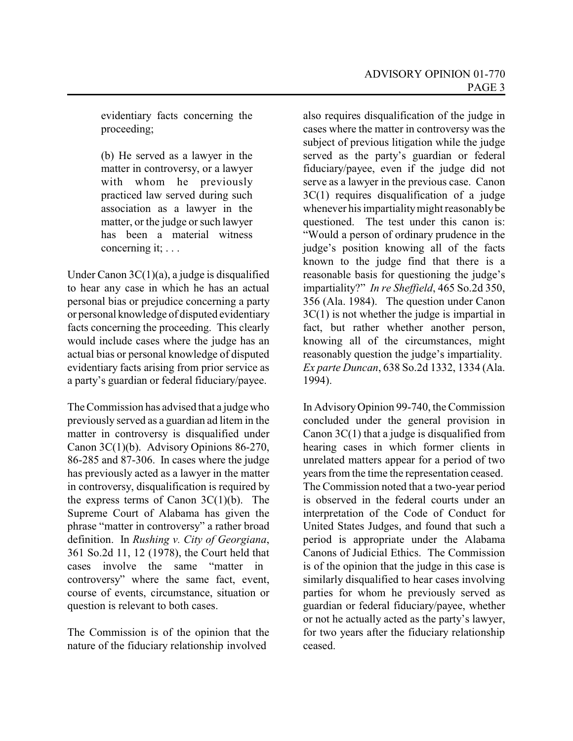> evidentiary facts concerning the proceeding;
>
> (b) He served as a lawyer in the matter in controversy, or a lawyer with whom he previously practiced law served during such association as a lawyer in the matter, or the judge or such lawyer has been a material witness concerning it; . . .

Under Canon 3C(1)(a), a judge is disqualified to hear any case in which he has an actual personal bias or prejudice concerning a party or personal knowledge of disputed evidentiary facts concerning the proceeding. This clearly would include cases where the judge has an actual bias or personal knowledge of disputed evidentiary facts arising from prior service as a party's guardian or federal fiduciary/payee.

The Commission has advised that a judge who previously served as a guardian ad litem in the matter in controversy is disqualified under Canon 3C(1)(b). Advisory Opinions 86-270, 86-285 and 87-306. In cases where the judge has previously acted as a lawyer in the matter in controversy, disqualification is required by the express terms of Canon 3C(1)(b). The Supreme Court of Alabama has given the phrase "matter in controversy" a rather broad definition. In *Rushing v. City of Georgiana*, 361 So.2d 11, 12 (1978), the Court held that cases involve the same "matter in controversy" where the same fact, event, course of events, circumstance, situation or question is relevant to both cases.

The Commission is of the opinion that the nature of the fiduciary relationship involved also requires disqualification of the judge in cases where the matter in controversy was the subject of previous litigation while the judge served as the party's guardian or federal fiduciary/payee, even if the judge did not serve as a lawyer in the previous case. Canon 3C(1) requires disqualification of a judge whenever his impartiality might reasonably be questioned. The test under this canon is: "Would a person of ordinary prudence in the judge's position knowing all of the facts known to the judge find that there is a reasonable basis for questioning the judge's impartiality?" *In re Sheffield*, 465 So.2d 350, 356 (Ala. 1984). The question under Canon 3C(1) is not whether the judge is impartial in fact, but rather whether another person, knowing all of the circumstances, might reasonably question the judge's impartiality. *Ex parte Duncan*, 638 So.2d 1332, 1334 (Ala. 1994).

In Advisory Opinion 99-740, the Commission concluded under the general provision in Canon 3C(1) that a judge is disqualified from hearing cases in which former clients in unrelated matters appear for a period of two years from the time the representation ceased. The Commission noted that a two-year period is observed in the federal courts under an interpretation of the Code of Conduct for United States Judges, and found that such a period is appropriate under the Alabama Canons of Judicial Ethics. The Commission is of the opinion that the judge in this case is similarly disqualified to hear cases involving parties for whom he previously served as guardian or federal fiduciary/payee, whether or not he actually acted as the party's lawyer, for two years after the fiduciary relationship ceased.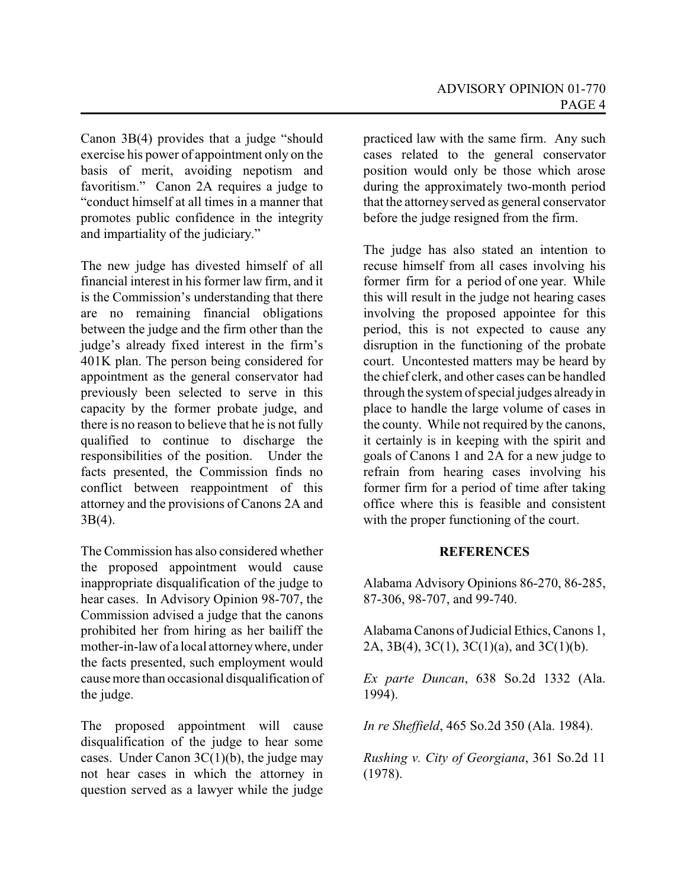Canon 3B(4) provides that a judge "should exercise his power of appointment only on the basis of merit, avoiding nepotism and favoritism." Canon 2A requires a judge to "conduct himself at all times in a manner that promotes public confidence in the integrity and impartiality of the judiciary."

The new judge has divested himself of all financial interest in his former law firm, and it is the Commission's understanding that there are no remaining financial obligations between the judge and the firm other than the judge's already fixed interest in the firm's 401K plan. The person being considered for appointment as the general conservator had previously been selected to serve in this capacity by the former probate judge, and there is no reason to believe that he is not fully qualified to continue to discharge the responsibilities of the position. Under the facts presented, the Commission finds no conflict between reappointment of this attorney and the provisions of Canons 2A and 3B(4).

The Commission has also considered whether the proposed appointment would cause inappropriate disqualification of the judge to hear cases. In Advisory Opinion 98-707, the Commission advised a judge that the canons prohibited her from hiring as her bailiff the mother-in-law of a local attorney where, under the facts presented, such employment would cause more than occasional disqualification of the judge.

The proposed appointment will cause disqualification of the judge to hear some cases. Under Canon 3C(1)(b), the judge may not hear cases in which the attorney in question served as a lawyer while the judge practiced law with the same firm. Any such cases related to the general conservator position would only be those which arose during the approximately two-month period that the attorney served as general conservator before the judge resigned from the firm.

The judge has also stated an intention to recuse himself from all cases involving his former firm for a period of one year. While this will result in the judge not hearing cases involving the proposed appointee for this period, this is not expected to cause any disruption in the functioning of the probate court. Uncontested matters may be heard by the chief clerk, and other cases can be handled through the system of special judges already in place to handle the large volume of cases in the county. While not required by the canons, it certainly is in keeping with the spirit and goals of Canons 1 and 2A for a new judge to refrain from hearing cases involving his former firm for a period of time after taking office where this is feasible and consistent with the proper functioning of the court.

## REFERENCES

Alabama Advisory Opinions 86-270, 86-285, 87-306, 98-707, and 99-740.

Alabama Canons of Judicial Ethics, Canons 1, 2A, 3B(4), 3C(1), 3C(1)(a), and 3C(1)(b).

*Ex parte Duncan*, 638 So.2d 1332 (Ala. 1994).

*In re Sheffield*, 465 So.2d 350 (Ala. 1984).

*Rushing v. City of Georgiana*, 361 So.2d 11 (1978).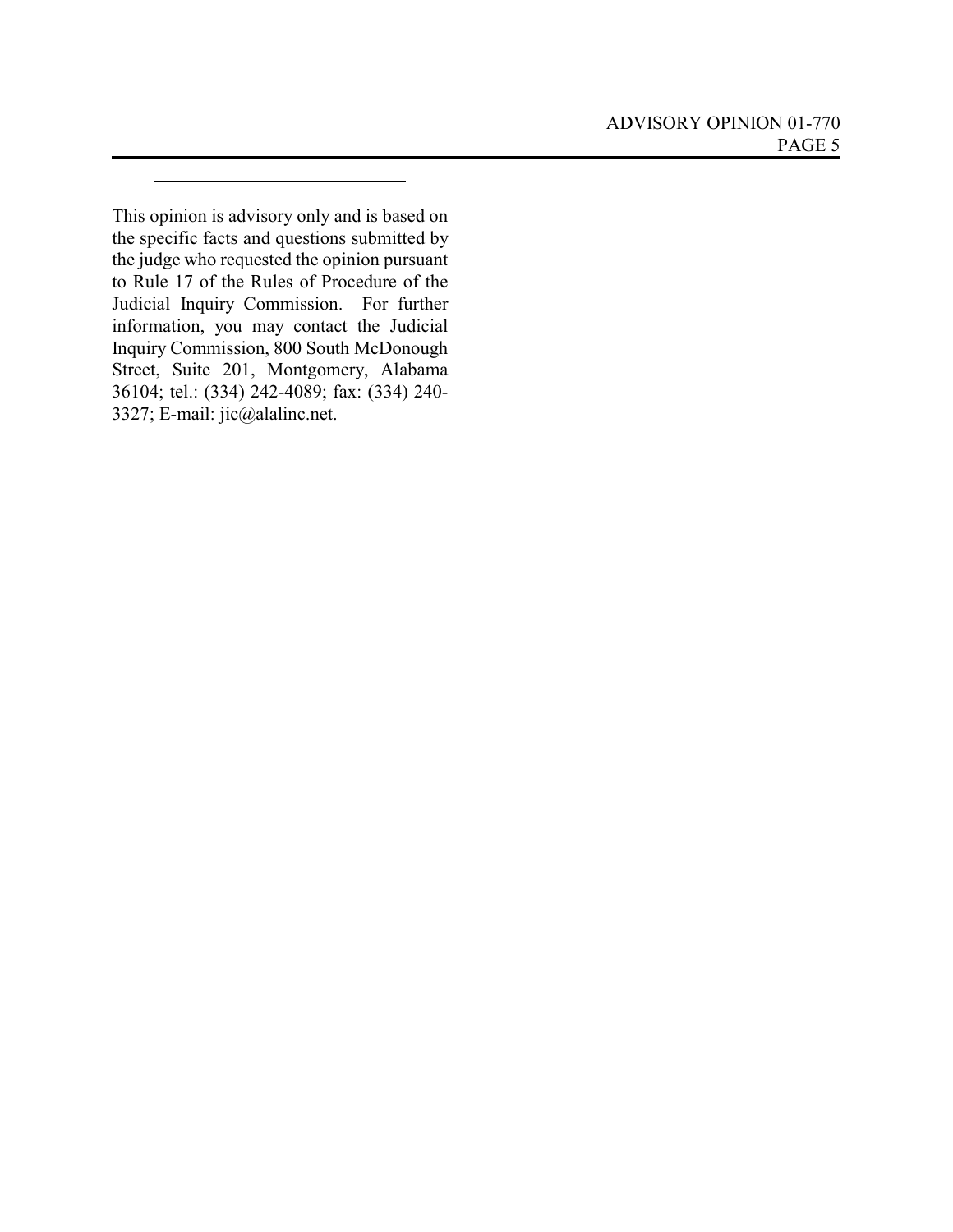---

This opinion is advisory only and is based on the specific facts and questions submitted by the judge who requested the opinion pursuant to Rule 17 of the Rules of Procedure of the Judicial Inquiry Commission. For further information, you may contact the Judicial Inquiry Commission, 800 South McDonough Street, Suite 201, Montgomery, Alabama 36104; tel.: (334) 242-4089; fax: (334) 240-3327; E-mail: jic@alalinc.net.